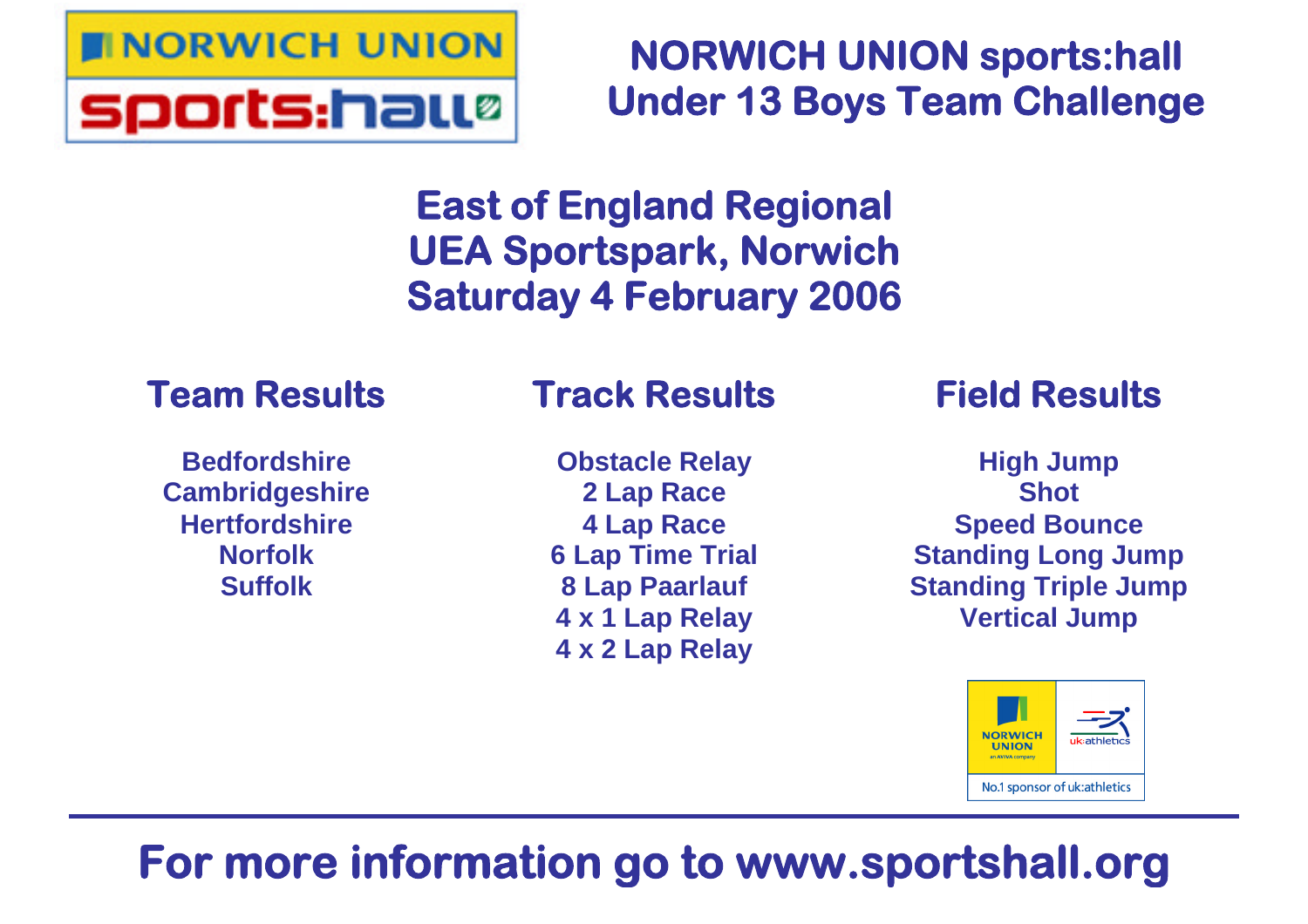# NORWICH UNION sports:hall
# Under 13 Boys Team Challenge

## East of England Regional
## UEA Sportspark, Norwich
## Saturday 4 February 2006

### Team Results

**Bedfordshire**
**Cambridgeshire**
**Hertfordshire**
**Norfolk**
**Suffolk**

### Track Results

**Obstacle Relay**
**2 Lap Race**
**4 Lap Race**
**6 Lap Time Trial**
**8 Lap Paarlauf**
**4 x 1 Lap Relay**
**4 x 2 Lap Relay**

### Field Results

**High Jump**
**Shot**
**Speed Bounce**
**Standing Long Jump**
**Standing Triple Jump**
**Vertical Jump**

NORWICH UNION an AVIVA company | uk:athletics

No.1 sponsor of uk:athletics

---

## For more information go to www.sportshall.org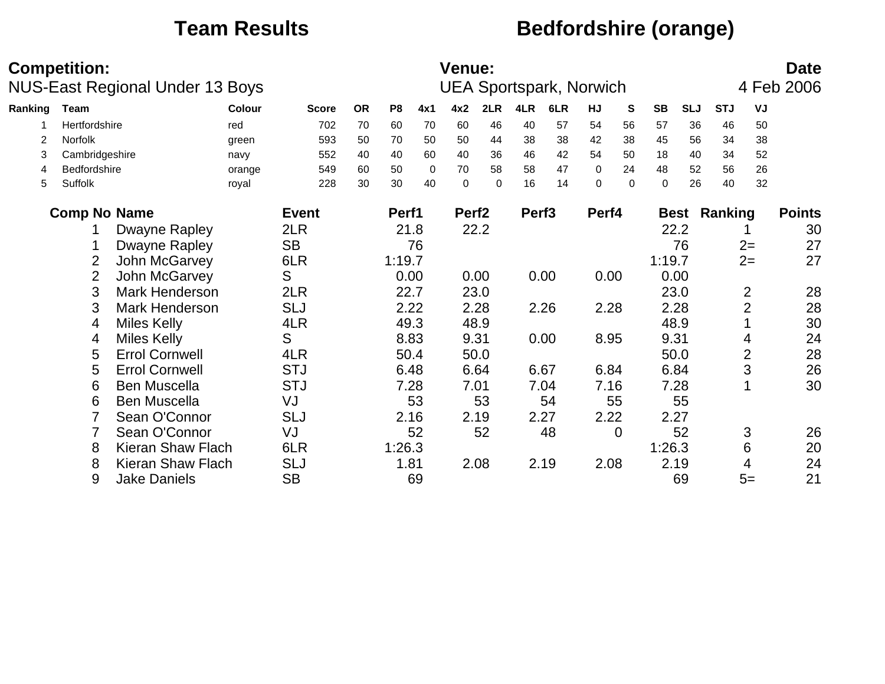# Team Results

## Bedfordshire (orange)

**Competition:** NUS-East Regional Under 13 Boys

**Venue:** UEA Sportspark, Norwich

**Date** 4 Feb 2006

| Ranking | Team | Colour | Score | OR | P8 | 4x1 | 4x2 | 2LR | 4LR | 6LR | HJ | S | SB | SLJ | STJ | VJ |
|---|---|---|---|---|---|---|---|---|---|---|---|---|---|---|---|---|
| 1 | Hertfordshire | red | 702 | 70 | 60 | 70 | 60 | 46 | 40 | 57 | 54 | 56 | 57 | 36 | 46 | 50 |
| 2 | Norfolk | green | 593 | 50 | 70 | 50 | 50 | 44 | 38 | 38 | 42 | 38 | 45 | 56 | 34 | 38 |
| 3 | Cambridgeshire | navy | 552 | 40 | 40 | 60 | 40 | 36 | 46 | 42 | 54 | 50 | 18 | 40 | 34 | 52 |
| 4 | Bedfordshire | orange | 549 | 60 | 50 | 0 | 70 | 58 | 58 | 47 | 0 | 24 | 48 | 52 | 56 | 26 |
| 5 | Suffolk | royal | 228 | 30 | 30 | 40 | 0 | 0 | 16 | 14 | 0 | 0 | 0 | 26 | 40 | 32 |

| Comp No | Name | Event | Perf1 | Perf2 | Perf3 | Perf4 | Best | Ranking | Points |
|---|---|---|---|---|---|---|---|---|---|
| 1 | Dwayne Rapley | 2LR | 21.8 | 22.2 | | | 22.2 | 1 | 30 |
| 1 | Dwayne Rapley | SB | 76 | | | | 76 | 2= | 27 |
| 2 | John McGarvey | 6LR | 1:19.7 | | | | 1:19.7 | 2= | 27 |
| 2 | John McGarvey | S | 0.00 | 0.00 | 0.00 | 0.00 | 0.00 | | |
| 3 | Mark Henderson | 2LR | 22.7 | 23.0 | | | 23.0 | 2 | 28 |
| 3 | Mark Henderson | SLJ | 2.22 | 2.28 | 2.26 | 2.28 | 2.28 | 2 | 28 |
| 4 | Miles Kelly | 4LR | 49.3 | 48.9 | | | 48.9 | 1 | 30 |
| 4 | Miles Kelly | S | 8.83 | 9.31 | 0.00 | 8.95 | 9.31 | 4 | 24 |
| 5 | Errol Cornwell | 4LR | 50.4 | 50.0 | | | 50.0 | 2 | 28 |
| 5 | Errol Cornwell | STJ | 6.48 | 6.64 | 6.67 | 6.84 | 6.84 | 3 | 26 |
| 6 | Ben Muscella | STJ | 7.28 | 7.01 | 7.04 | 7.16 | 7.28 | 1 | 30 |
| 6 | Ben Muscella | VJ | 53 | 53 | 54 | 55 | 55 | | |
| 7 | Sean O'Connor | SLJ | 2.16 | 2.19 | 2.27 | 2.22 | 2.27 | | |
| 7 | Sean O'Connor | VJ | 52 | 52 | 48 | 0 | 52 | 3 | 26 |
| 8 | Kieran Shaw Flach | 6LR | 1:26.3 | | | | 1:26.3 | 6 | 20 |
| 8 | Kieran Shaw Flach | SLJ | 1.81 | 2.08 | 2.19 | 2.08 | 2.19 | 4 | 24 |
| 9 | Jake Daniels | SB | 69 | | | | 69 | 5= | 21 |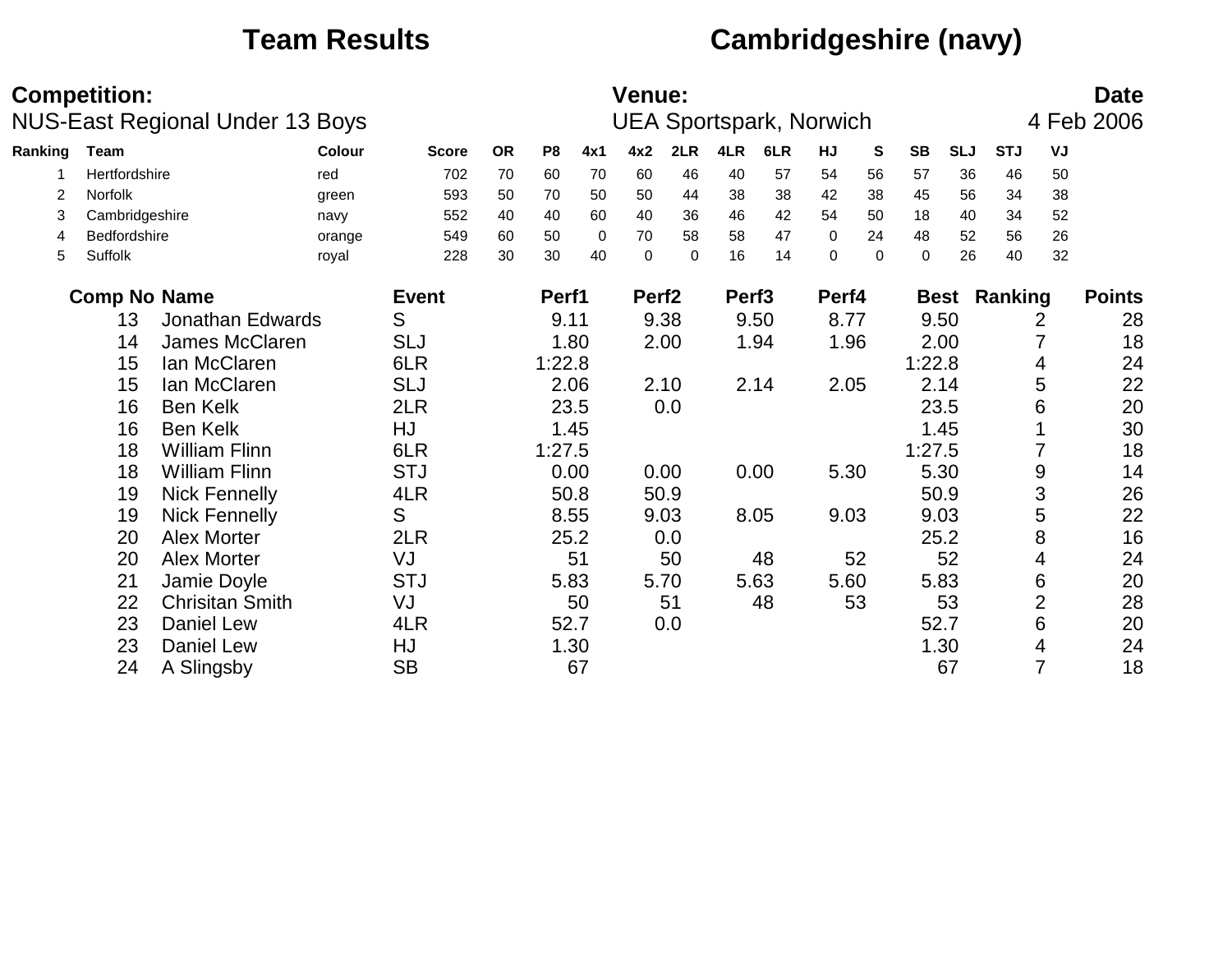# Team Results — Cambridgeshire (navy)

**Competition:**
NUS-East Regional Under 13 Boys

**Venue:**
UEA Sportspark, Norwich

**Date**
4 Feb 2006

| Ranking | Team | Colour | Score | OR | P8 | 4x1 | 4x2 | 2LR | 4LR | 6LR | HJ | S | SB | SLJ | STJ | VJ |
|---|---|---|---|---|---|---|---|---|---|---|---|---|---|---|---|---|
| 1 | Hertfordshire | red | 702 | 70 | 60 | 70 | 60 | 46 | 40 | 57 | 54 | 56 | 57 | 36 | 46 | 50 |
| 2 | Norfolk | green | 593 | 50 | 70 | 50 | 50 | 44 | 38 | 38 | 42 | 38 | 45 | 56 | 34 | 38 |
| 3 | Cambridgeshire | navy | 552 | 40 | 40 | 60 | 40 | 36 | 46 | 42 | 54 | 50 | 18 | 40 | 34 | 52 |
| 4 | Bedfordshire | orange | 549 | 60 | 50 | 0 | 70 | 58 | 58 | 47 | 0 | 24 | 48 | 52 | 56 | 26 |
| 5 | Suffolk | royal | 228 | 30 | 30 | 40 | 0 | 0 | 16 | 14 | 0 | 0 | 0 | 26 | 40 | 32 |

| Comp No | Name | Event | Perf1 | Perf2 | Perf3 | Perf4 | Best | Ranking | Points |
|---|---|---|---|---|---|---|---|---|---|
| 13 | Jonathan Edwards | S | 9.11 | 9.38 | 9.50 | 8.77 | 9.50 | 2 | 28 |
| 14 | James McClaren | SLJ | 1.80 | 2.00 | 1.94 | 1.96 | 2.00 | 7 | 18 |
| 15 | Ian McClaren | 6LR | 1:22.8 | | | | 1:22.8 | 4 | 24 |
| 15 | Ian McClaren | SLJ | 2.06 | 2.10 | 2.14 | 2.05 | 2.14 | 5 | 22 |
| 16 | Ben Kelk | 2LR | 23.5 | 0.0 | | | 23.5 | 6 | 20 |
| 16 | Ben Kelk | HJ | 1.45 | | | | 1.45 | 1 | 30 |
| 18 | William Flinn | 6LR | 1:27.5 | | | | 1:27.5 | 7 | 18 |
| 18 | William Flinn | STJ | 0.00 | 0.00 | 0.00 | 5.30 | 5.30 | 9 | 14 |
| 19 | Nick Fennelly | 4LR | 50.8 | 50.9 | | | 50.9 | 3 | 26 |
| 19 | Nick Fennelly | S | 8.55 | 9.03 | 8.05 | 9.03 | 9.03 | 5 | 22 |
| 20 | Alex Morter | 2LR | 25.2 | 0.0 | | | 25.2 | 8 | 16 |
| 20 | Alex Morter | VJ | 51 | 50 | 48 | 52 | 52 | 4 | 24 |
| 21 | Jamie Doyle | STJ | 5.83 | 5.70 | 5.63 | 5.60 | 5.83 | 6 | 20 |
| 22 | Chrisitan Smith | VJ | 50 | 51 | 48 | 53 | 53 | 2 | 28 |
| 23 | Daniel Lew | 4LR | 52.7 | 0.0 | | | 52.7 | 6 | 20 |
| 23 | Daniel Lew | HJ | 1.30 | | | | 1.30 | 4 | 24 |
| 24 | A Slingsby | SB | 67 | | | | 67 | 7 | 18 |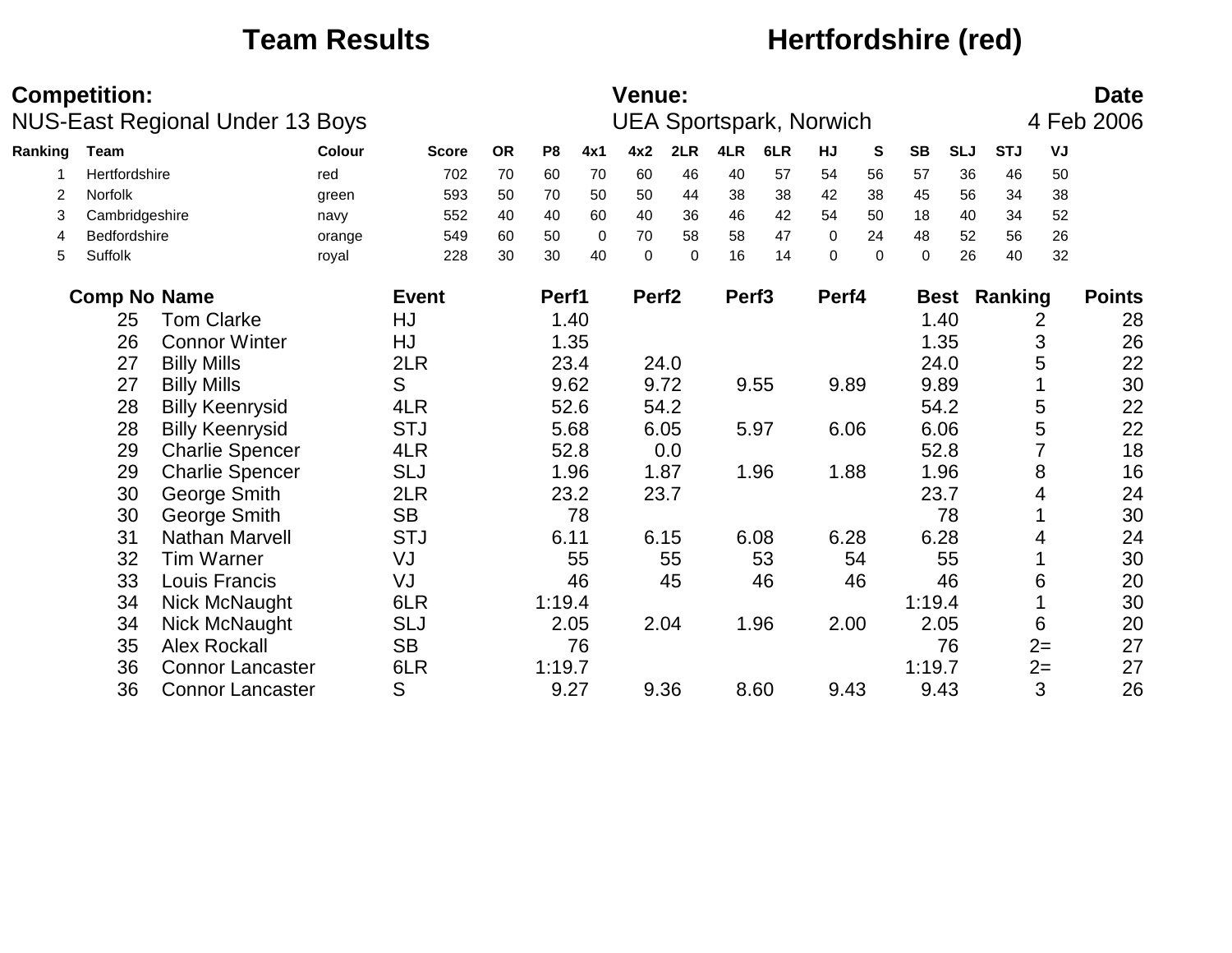# Team Results — Hertfordshire (red)

**Competition:** NUS-East Regional Under 13 Boys

**Venue:** UEA Sportspark, Norwich

**Date:** 4 Feb 2006

| Ranking | Team | Colour | Score | OR | P8 | 4x1 | 4x2 | 2LR | 4LR | 6LR | HJ | S | SB | SLJ | STJ | VJ |
|---|---|---|---|---|---|---|---|---|---|---|---|---|---|---|---|---|
| 1 | Hertfordshire | red | 702 | 70 | 60 | 70 | 60 | 46 | 40 | 57 | 54 | 56 | 57 | 36 | 46 | 50 |
| 2 | Norfolk | green | 593 | 50 | 70 | 50 | 50 | 44 | 38 | 38 | 42 | 38 | 45 | 56 | 34 | 38 |
| 3 | Cambridgeshire | navy | 552 | 40 | 40 | 60 | 40 | 36 | 46 | 42 | 54 | 50 | 18 | 40 | 34 | 52 |
| 4 | Bedfordshire | orange | 549 | 60 | 50 | 0 | 70 | 58 | 58 | 47 | 0 | 24 | 48 | 52 | 56 | 26 |
| 5 | Suffolk | royal | 228 | 30 | 30 | 40 | 0 | 0 | 16 | 14 | 0 | 0 | 0 | 26 | 40 | 32 |

| Comp No | Name | Event | Perf1 | Perf2 | Perf3 | Perf4 | Best | Ranking | Points |
|---|---|---|---|---|---|---|---|---|---|
| 25 | Tom Clarke | HJ | 1.40 | | | | 1.40 | 2 | 28 |
| 26 | Connor Winter | HJ | 1.35 | | | | 1.35 | 3 | 26 |
| 27 | Billy Mills | 2LR | 23.4 | 24.0 | | | 24.0 | 5 | 22 |
| 27 | Billy Mills | S | 9.62 | 9.72 | 9.55 | 9.89 | 9.89 | 1 | 30 |
| 28 | Billy Keenrysid | 4LR | 52.6 | 54.2 | | | 54.2 | 5 | 22 |
| 28 | Billy Keenrysid | STJ | 5.68 | 6.05 | 5.97 | 6.06 | 6.06 | 5 | 22 |
| 29 | Charlie Spencer | 4LR | 52.8 | 0.0 | | | 52.8 | 7 | 18 |
| 29 | Charlie Spencer | SLJ | 1.96 | 1.87 | 1.96 | 1.88 | 1.96 | 8 | 16 |
| 30 | George Smith | 2LR | 23.2 | 23.7 | | | 23.7 | 4 | 24 |
| 30 | George Smith | SB | 78 | | | | 78 | 1 | 30 |
| 31 | Nathan Marvell | STJ | 6.11 | 6.15 | 6.08 | 6.28 | 6.28 | 4 | 24 |
| 32 | Tim Warner | VJ | 55 | 55 | 53 | 54 | 55 | 1 | 30 |
| 33 | Louis Francis | VJ | 46 | 45 | 46 | 46 | 46 | 6 | 20 |
| 34 | Nick McNaught | 6LR | 1:19.4 | | | | 1:19.4 | 1 | 30 |
| 34 | Nick McNaught | SLJ | 2.05 | 2.04 | 1.96 | 2.00 | 2.05 | 6 | 20 |
| 35 | Alex Rockall | SB | 76 | | | | 76 | 2= | 27 |
| 36 | Connor Lancaster | 6LR | 1:19.7 | | | | 1:19.7 | 2= | 27 |
| 36 | Connor Lancaster | S | 9.27 | 9.36 | 8.60 | 9.43 | 9.43 | 3 | 26 |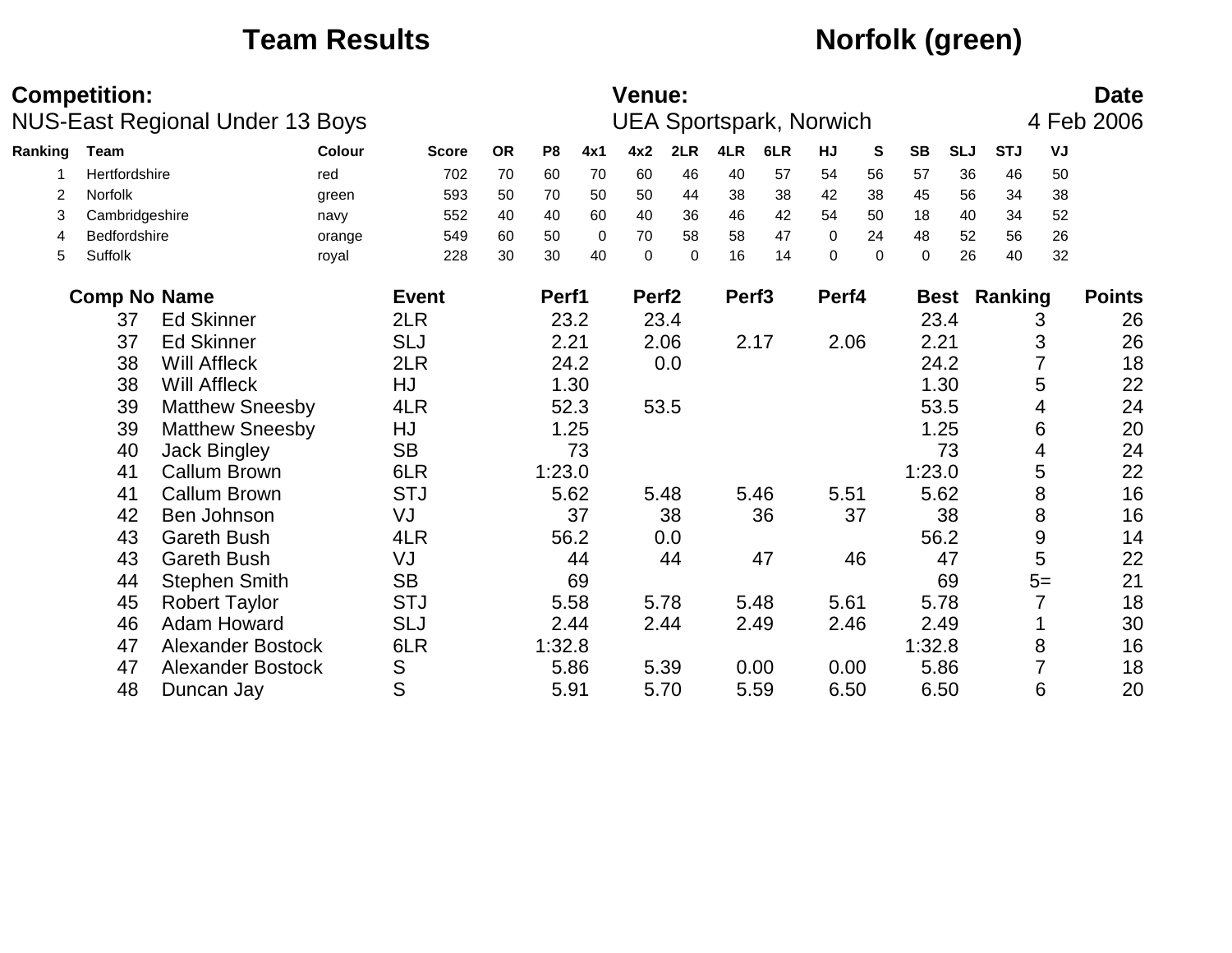# Team Results

## Norfolk (green)

**Competition:** NUS-East Regional Under 13 Boys

**Venue:** UEA Sportspark, Norwich

**Date:** 4 Feb 2006

| Ranking | Team | Colour | Score | OR | P8 | 4x1 | 4x2 | 2LR | 4LR | 6LR | HJ | S | SB | SLJ | STJ | VJ |
|---|---|---|---|---|---|---|---|---|---|---|---|---|---|---|---|---|
| 1 | Hertfordshire | red | 702 | 70 | 60 | 70 | 60 | 46 | 40 | 57 | 54 | 56 | 57 | 36 | 46 | 50 |
| 2 | Norfolk | green | 593 | 50 | 70 | 50 | 50 | 44 | 38 | 38 | 42 | 38 | 45 | 56 | 34 | 38 |
| 3 | Cambridgeshire | navy | 552 | 40 | 40 | 60 | 40 | 36 | 46 | 42 | 54 | 50 | 18 | 40 | 34 | 52 |
| 4 | Bedfordshire | orange | 549 | 60 | 50 | 0 | 70 | 58 | 58 | 47 | 0 | 24 | 48 | 52 | 56 | 26 |
| 5 | Suffolk | royal | 228 | 30 | 30 | 40 | 0 | 0 | 16 | 14 | 0 | 0 | 0 | 26 | 40 | 32 |

| Comp No | Name | Event | Perf1 | Perf2 | Perf3 | Perf4 | Best | Ranking | Points |
|---|---|---|---|---|---|---|---|---|---|
| 37 | Ed Skinner | 2LR | 23.2 | 23.4 | | | 23.4 | 3 | 26 |
| 37 | Ed Skinner | SLJ | 2.21 | 2.06 | 2.17 | 2.06 | 2.21 | 3 | 26 |
| 38 | Will Affleck | 2LR | 24.2 | 0.0 | | | 24.2 | 7 | 18 |
| 38 | Will Affleck | HJ | 1.30 | | | | 1.30 | 5 | 22 |
| 39 | Matthew Sneesby | 4LR | 52.3 | 53.5 | | | 53.5 | 4 | 24 |
| 39 | Matthew Sneesby | HJ | 1.25 | | | | 1.25 | 6 | 20 |
| 40 | Jack Bingley | SB | 73 | | | | 73 | 4 | 24 |
| 41 | Callum Brown | 6LR | 1:23.0 | | | | 1:23.0 | 5 | 22 |
| 41 | Callum Brown | STJ | 5.62 | 5.48 | 5.46 | 5.51 | 5.62 | 8 | 16 |
| 42 | Ben Johnson | VJ | 37 | 38 | 36 | 37 | 38 | 8 | 16 |
| 43 | Gareth Bush | 4LR | 56.2 | 0.0 | | | 56.2 | 9 | 14 |
| 43 | Gareth Bush | VJ | 44 | 44 | 47 | 46 | 47 | 5 | 22 |
| 44 | Stephen Smith | SB | 69 | | | | 69 | 5= | 21 |
| 45 | Robert Taylor | STJ | 5.58 | 5.78 | 5.48 | 5.61 | 5.78 | 7 | 18 |
| 46 | Adam Howard | SLJ | 2.44 | 2.44 | 2.49 | 2.46 | 2.49 | 1 | 30 |
| 47 | Alexander Bostock | 6LR | 1:32.8 | | | | 1:32.8 | 8 | 16 |
| 47 | Alexander Bostock | S | 5.86 | 5.39 | 0.00 | 0.00 | 5.86 | 7 | 18 |
| 48 | Duncan Jay | S | 5.91 | 5.70 | 5.59 | 6.50 | 6.50 | 6 | 20 |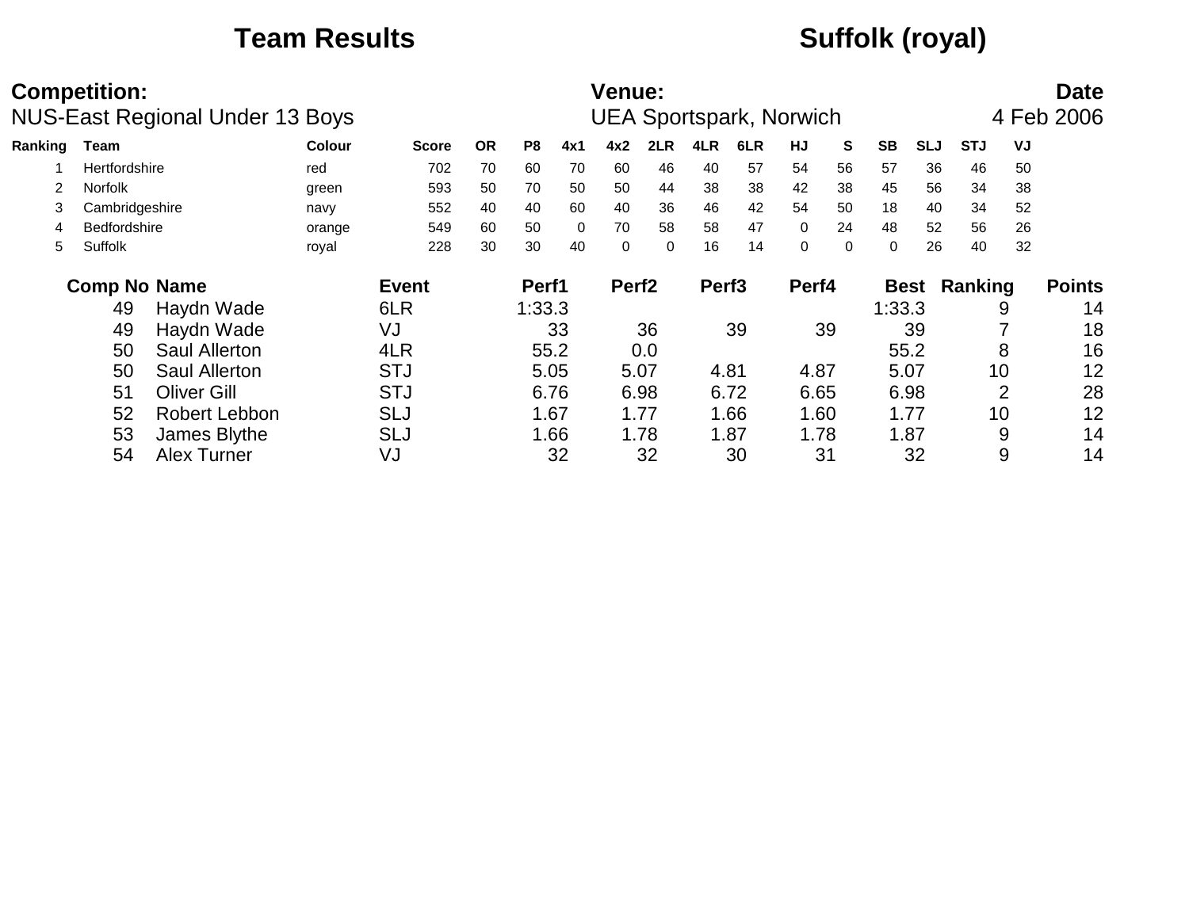# Team Results — Suffolk (royal)

**Competition:** NUS-East Regional Under 13 Boys

**Venue:** UEA Sportspark, Norwich

**Date:** 4 Feb 2006

| Ranking | Team | Colour | Score | OR | P8 | 4x1 | 4x2 | 2LR | 4LR | 6LR | HJ | S | SB | SLJ | STJ | VJ |
|---|---|---|---|---|---|---|---|---|---|---|---|---|---|---|---|---|
| 1 | Hertfordshire | red | 702 | 70 | 60 | 70 | 60 | 46 | 40 | 57 | 54 | 56 | 57 | 36 | 46 | 50 |
| 2 | Norfolk | green | 593 | 50 | 70 | 50 | 50 | 44 | 38 | 38 | 42 | 38 | 45 | 56 | 34 | 38 |
| 3 | Cambridgeshire | navy | 552 | 40 | 40 | 60 | 40 | 36 | 46 | 42 | 54 | 50 | 18 | 40 | 34 | 52 |
| 4 | Bedfordshire | orange | 549 | 60 | 50 | 0 | 70 | 58 | 58 | 47 | 0 | 24 | 48 | 52 | 56 | 26 |
| 5 | Suffolk | royal | 228 | 30 | 30 | 40 | 0 | 0 | 16 | 14 | 0 | 0 | 0 | 26 | 40 | 32 |

| Comp No | Name | Event | Perf1 | Perf2 | Perf3 | Perf4 | Best | Ranking | Points |
|---|---|---|---|---|---|---|---|---|---|
| 49 | Haydn Wade | 6LR | 1:33.3 | | | | 1:33.3 | 9 | 14 |
| 49 | Haydn Wade | VJ | 33 | 36 | 39 | 39 | 39 | 7 | 18 |
| 50 | Saul Allerton | 4LR | 55.2 | 0.0 | | | 55.2 | 8 | 16 |
| 50 | Saul Allerton | STJ | 5.05 | 5.07 | 4.81 | 4.87 | 5.07 | 10 | 12 |
| 51 | Oliver Gill | STJ | 6.76 | 6.98 | 6.72 | 6.65 | 6.98 | 2 | 28 |
| 52 | Robert Lebbon | SLJ | 1.67 | 1.77 | 1.66 | 1.60 | 1.77 | 10 | 12 |
| 53 | James Blythe | SLJ | 1.66 | 1.78 | 1.87 | 1.78 | 1.87 | 9 | 14 |
| 54 | Alex Turner | VJ | 32 | 32 | 30 | 31 | 32 | 9 | 14 |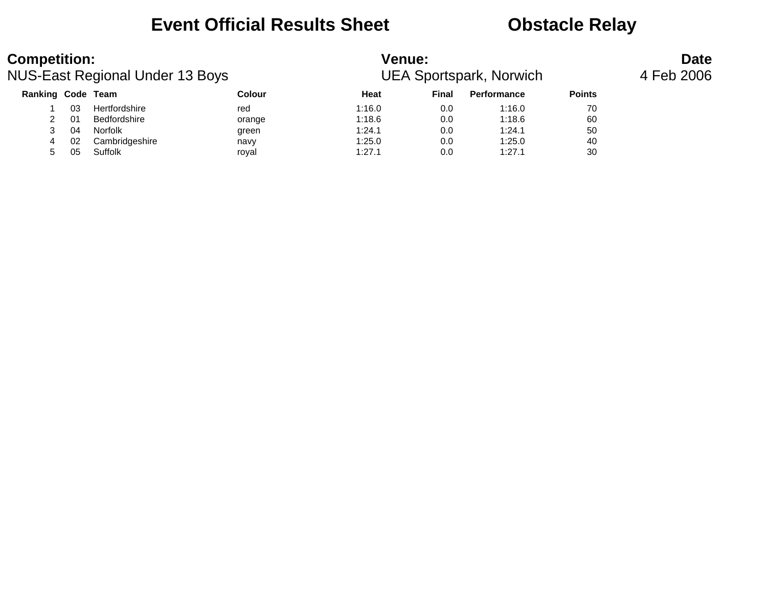# Event Official Results Sheet    Obstacle Relay

**Competition:** NUS-East Regional Under 13 Boys

**Venue:** UEA Sportspark, Norwich

**Date** 4 Feb 2006

| Ranking | Code | Team | Colour | Heat | Final | Performance | Points |
|---|---|---|---|---|---|---|---|
| 1 | 03 | Hertfordshire | red | 1:16.0 | 0.0 | 1:16.0 | 70 |
| 2 | 01 | Bedfordshire | orange | 1:18.6 | 0.0 | 1:18.6 | 60 |
| 3 | 04 | Norfolk | green | 1:24.1 | 0.0 | 1:24.1 | 50 |
| 4 | 02 | Cambridgeshire | navy | 1:25.0 | 0.0 | 1:25.0 | 40 |
| 5 | 05 | Suffolk | royal | 1:27.1 | 0.0 | 1:27.1 | 30 |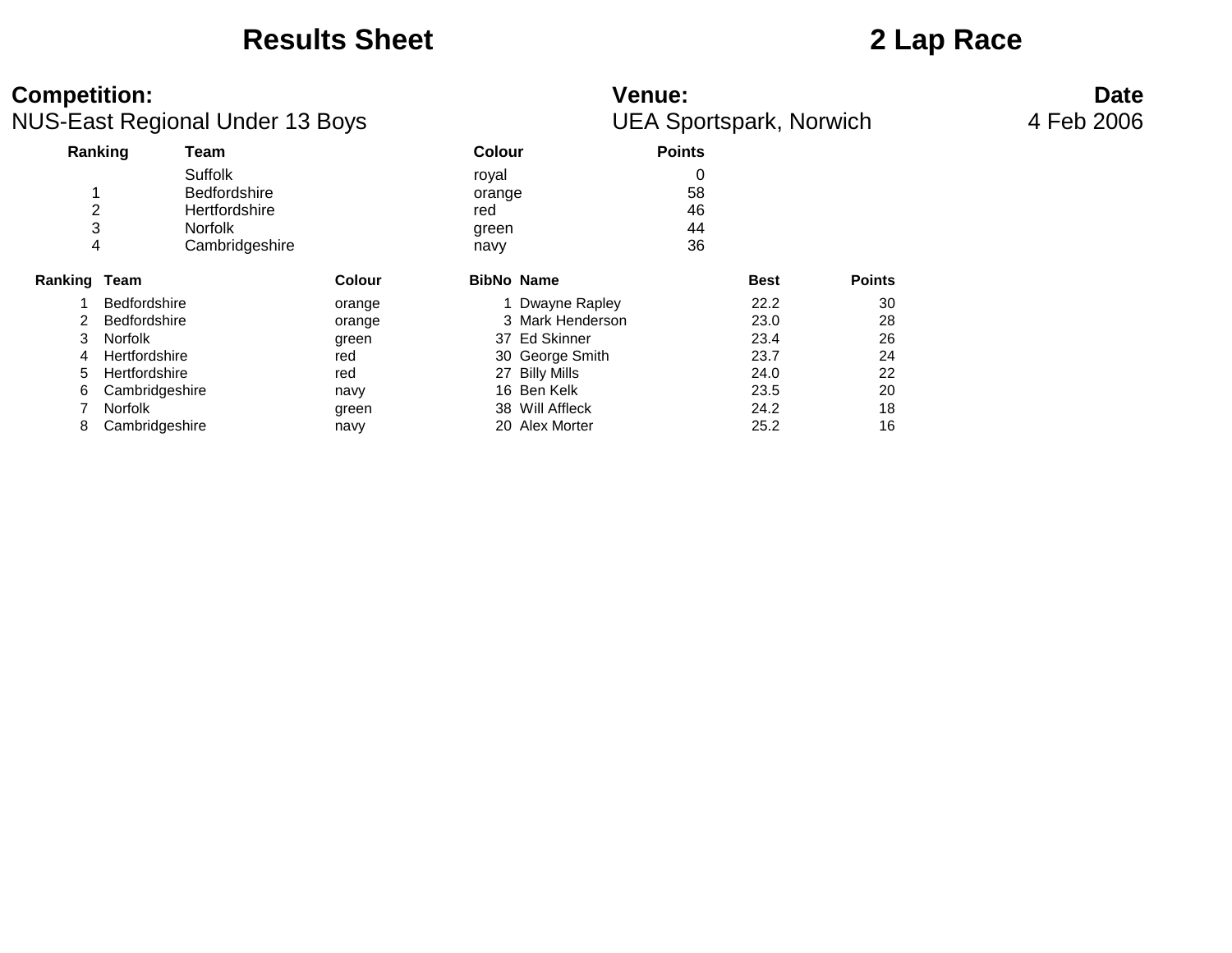# Results Sheet

# 2 Lap Race

**Competition:**
NUS-East Regional Under 13 Boys

**Venue:**
UEA Sportspark, Norwich

**Date**
4 Feb 2006

| Ranking | Team | Colour | Points |
|---|---|---|---|
| | Suffolk | royal | 0 |
| 1 | Bedfordshire | orange | 58 |
| 2 | Hertfordshire | red | 46 |
| 3 | Norfolk | green | 44 |
| 4 | Cambridgeshire | navy | 36 |

| Ranking | Team | Colour | BibNo | Name | Best | Points |
|---|---|---|---|---|---|---|
| 1 | Bedfordshire | orange | 1 | Dwayne Rapley | 22.2 | 30 |
| 2 | Bedfordshire | orange | 3 | Mark Henderson | 23.0 | 28 |
| 3 | Norfolk | green | 37 | Ed Skinner | 23.4 | 26 |
| 4 | Hertfordshire | red | 30 | George Smith | 23.7 | 24 |
| 5 | Hertfordshire | red | 27 | Billy Mills | 24.0 | 22 |
| 6 | Cambridgeshire | navy | 16 | Ben Kelk | 23.5 | 20 |
| 7 | Norfolk | green | 38 | Will Affleck | 24.2 | 18 |
| 8 | Cambridgeshire | navy | 20 | Alex Morter | 25.2 | 16 |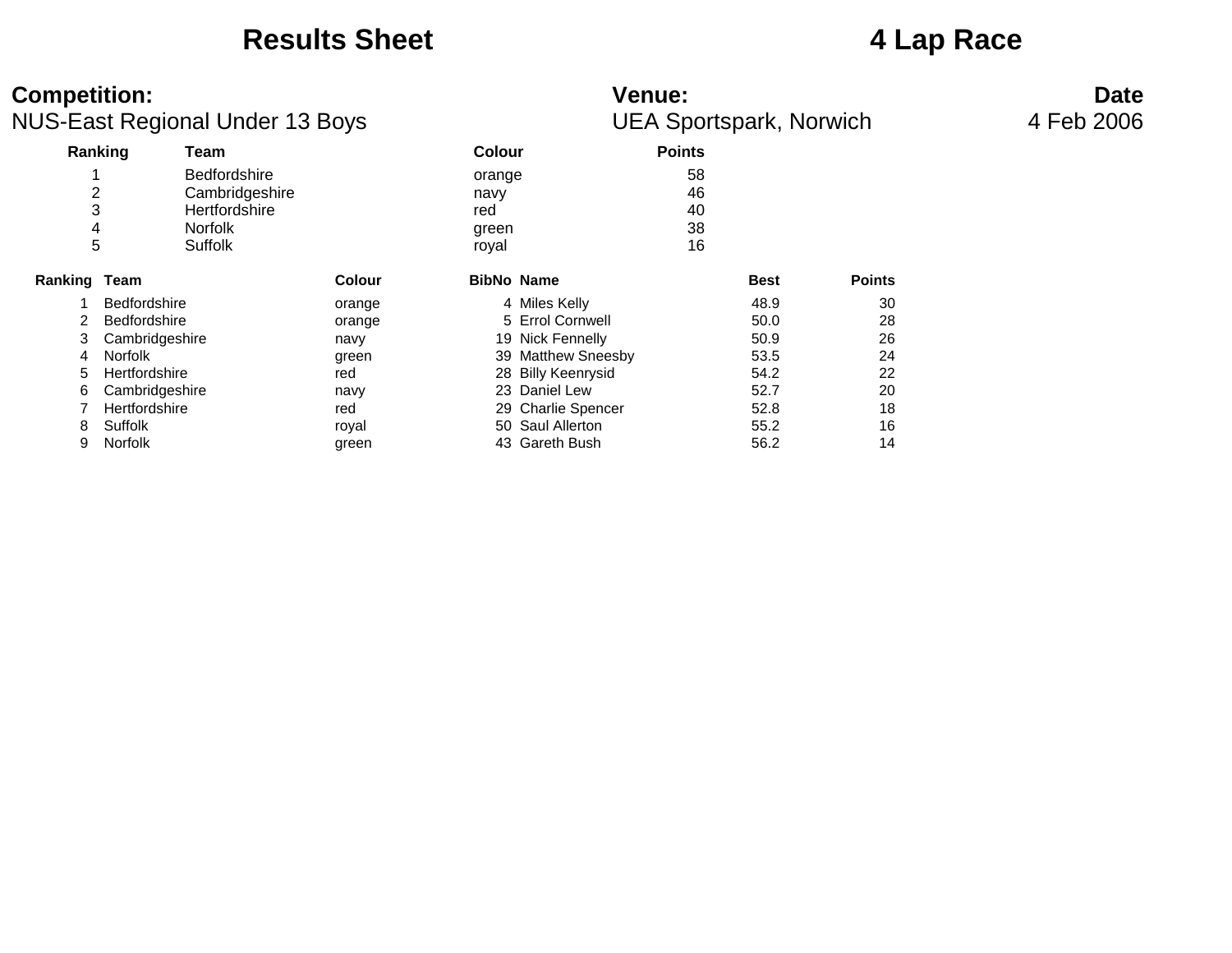# Results Sheet

# 4 Lap Race

**Competition:**
NUS-East Regional Under 13 Boys

**Venue:**
UEA Sportspark, Norwich

**Date**
4 Feb 2006

| Ranking | Team | Colour | Points |
|---|---|---|---|
| 1 | Bedfordshire | orange | 58 |
| 2 | Cambridgeshire | navy | 46 |
| 3 | Hertfordshire | red | 40 |
| 4 | Norfolk | green | 38 |
| 5 | Suffolk | royal | 16 |

| Ranking | Team | Colour | BibNo | Name | Best | Points |
|---|---|---|---|---|---|---|
| 1 | Bedfordshire | orange | 4 | Miles Kelly | 48.9 | 30 |
| 2 | Bedfordshire | orange | 5 | Errol Cornwell | 50.0 | 28 |
| 3 | Cambridgeshire | navy | 19 | Nick Fennelly | 50.9 | 26 |
| 4 | Norfolk | green | 39 | Matthew Sneesby | 53.5 | 24 |
| 5 | Hertfordshire | red | 28 | Billy Keenrysid | 54.2 | 22 |
| 6 | Cambridgeshire | navy | 23 | Daniel Lew | 52.7 | 20 |
| 7 | Hertfordshire | red | 29 | Charlie Spencer | 52.8 | 18 |
| 8 | Suffolk | royal | 50 | Saul Allerton | 55.2 | 16 |
| 9 | Norfolk | green | 43 | Gareth Bush | 56.2 | 14 |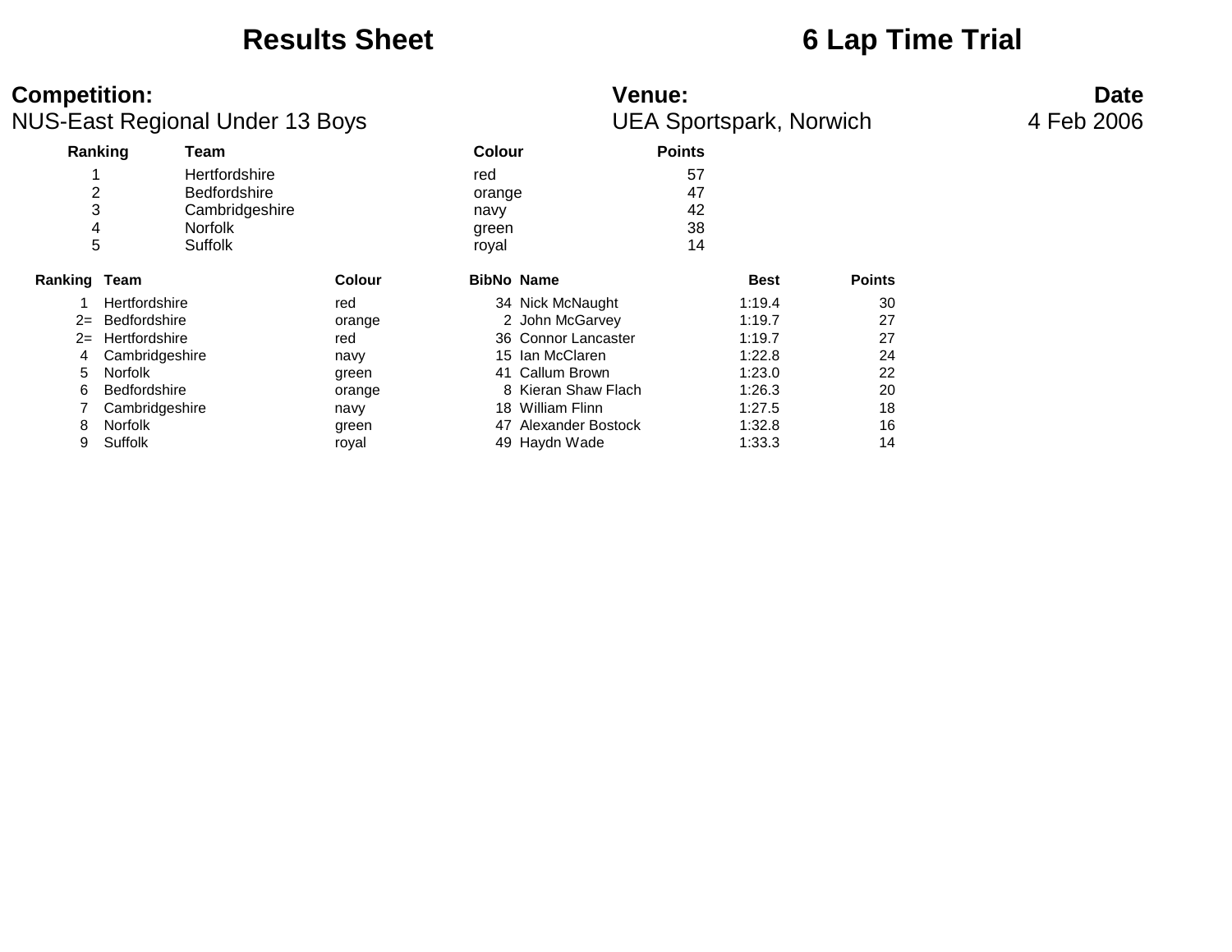# Results Sheet

# 6 Lap Time Trial

**Competition:**
NUS-East Regional Under 13 Boys

**Venue:**
UEA Sportspark, Norwich

**Date**
4 Feb 2006

| Ranking | Team | Colour | Points |
|---|---|---|---|
| 1 | Hertfordshire | red | 57 |
| 2 | Bedfordshire | orange | 47 |
| 3 | Cambridgeshire | navy | 42 |
| 4 | Norfolk | green | 38 |
| 5 | Suffolk | royal | 14 |

| Ranking | Team | Colour | BibNo | Name | Best | Points |
|---|---|---|---|---|---|---|
| 1 | Hertfordshire | red | 34 | Nick McNaught | 1:19.4 | 30 |
| 2= | Bedfordshire | orange | 2 | John McGarvey | 1:19.7 | 27 |
| 2= | Hertfordshire | red | 36 | Connor Lancaster | 1:19.7 | 27 |
| 4 | Cambridgeshire | navy | 15 | Ian McClaren | 1:22.8 | 24 |
| 5 | Norfolk | green | 41 | Callum Brown | 1:23.0 | 22 |
| 6 | Bedfordshire | orange | 8 | Kieran Shaw Flach | 1:26.3 | 20 |
| 7 | Cambridgeshire | navy | 18 | William Flinn | 1:27.5 | 18 |
| 8 | Norfolk | green | 47 | Alexander Bostock | 1:32.8 | 16 |
| 9 | Suffolk | royal | 49 | Haydn Wade | 1:33.3 | 14 |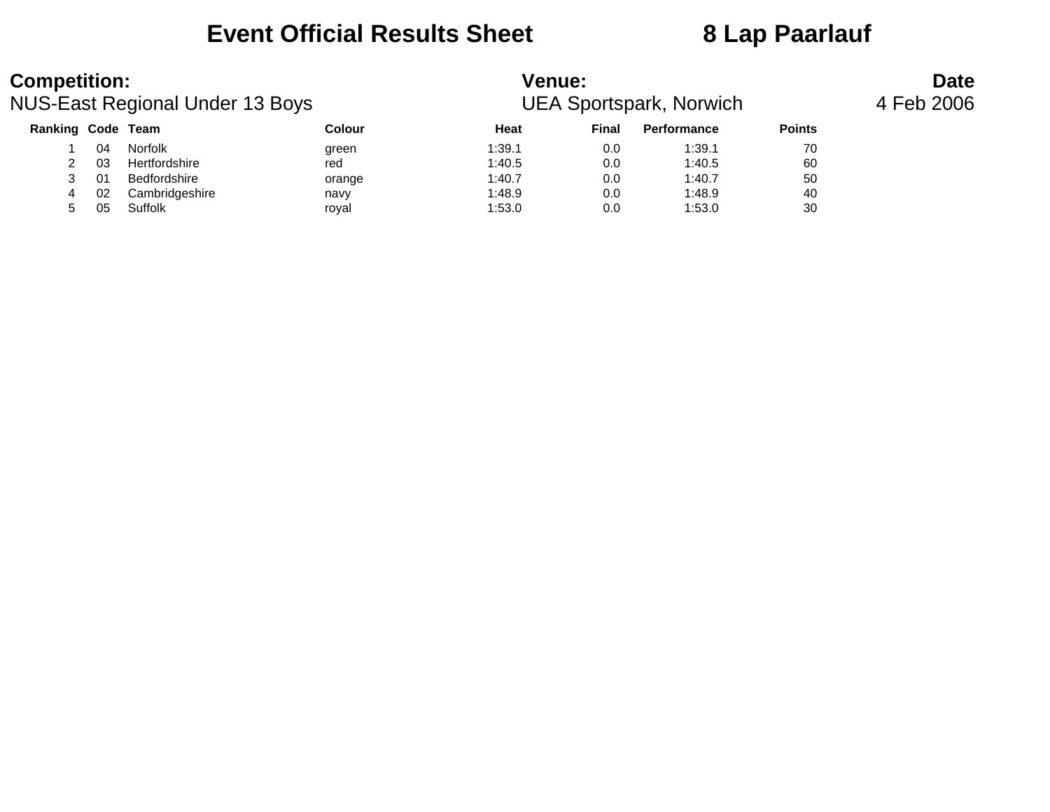# Event Official Results Sheet 8 Lap Paarlauf

**Competition:**
NUS-East Regional Under 13 Boys

**Venue:**
UEA Sportspark, Norwich

**Date**
4 Feb 2006

| Ranking | Code | Team | Colour | Heat | Final | Performance | Points |
|---|---|---|---|---|---|---|---|
| 1 | 04 | Norfolk | green | 1:39.1 | 0.0 | 1:39.1 | 70 |
| 2 | 03 | Hertfordshire | red | 1:40.5 | 0.0 | 1:40.5 | 60 |
| 3 | 01 | Bedfordshire | orange | 1:40.7 | 0.0 | 1:40.7 | 50 |
| 4 | 02 | Cambridgeshire | navy | 1:48.9 | 0.0 | 1:48.9 | 40 |
| 5 | 05 | Suffolk | royal | 1:53.0 | 0.0 | 1:53.0 | 30 |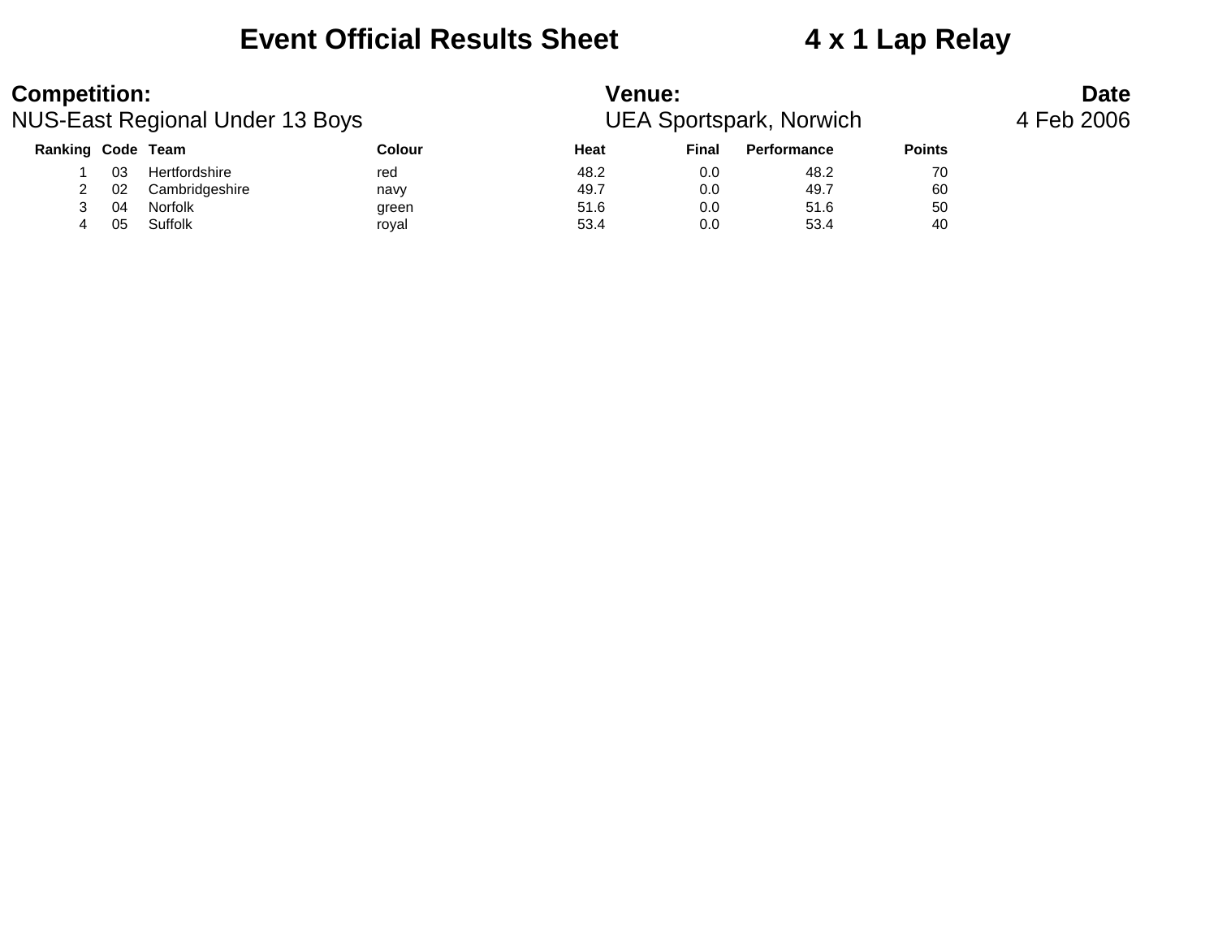# Event Official Results Sheet 4 x 1 Lap Relay

| Competition: | Venue: | Date |
|---|---|---|
| NUS-East Regional Under 13 Boys | UEA Sportspark, Norwich | 4 Feb 2006 |

| Ranking | Code | Team | Colour | Heat | Final | Performance | Points |
|---|---|---|---|---|---|---|---|
| 1 | 03 | Hertfordshire | red | 48.2 | 0.0 | 48.2 | 70 |
| 2 | 02 | Cambridgeshire | navy | 49.7 | 0.0 | 49.7 | 60 |
| 3 | 04 | Norfolk | green | 51.6 | 0.0 | 51.6 | 50 |
| 4 | 05 | Suffolk | royal | 53.4 | 0.0 | 53.4 | 40 |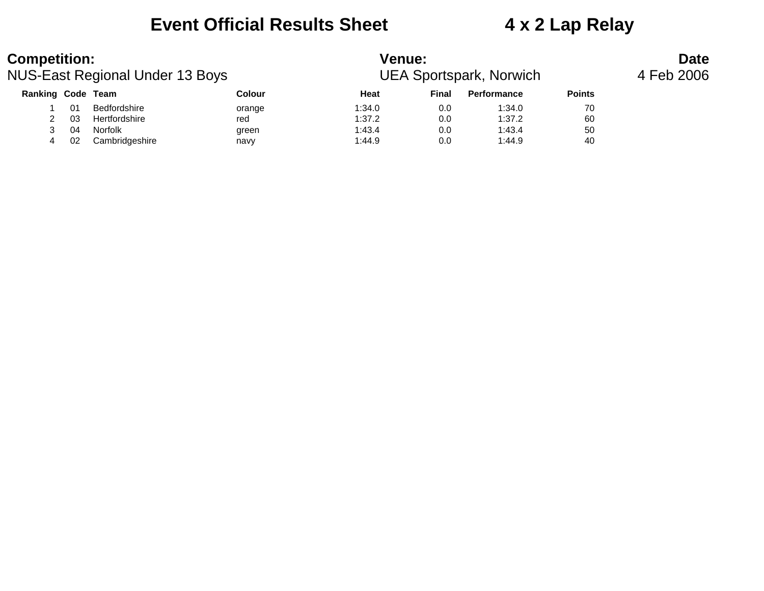# Event Official Results Sheet 4 x 2 Lap Relay

**Competition:**
NUS-East Regional Under 13 Boys

**Venue:**
UEA Sportspark, Norwich

**Date**
4 Feb 2006

| Ranking | Code | Team | Colour | Heat | Final | Performance | Points |
|---|---|---|---|---|---|---|---|
| 1 | 01 | Bedfordshire | orange | 1:34.0 | 0.0 | 1:34.0 | 70 |
| 2 | 03 | Hertfordshire | red | 1:37.2 | 0.0 | 1:37.2 | 60 |
| 3 | 04 | Norfolk | green | 1:43.4 | 0.0 | 1:43.4 | 50 |
| 4 | 02 | Cambridgeshire | navy | 1:44.9 | 0.0 | 1:44.9 | 40 |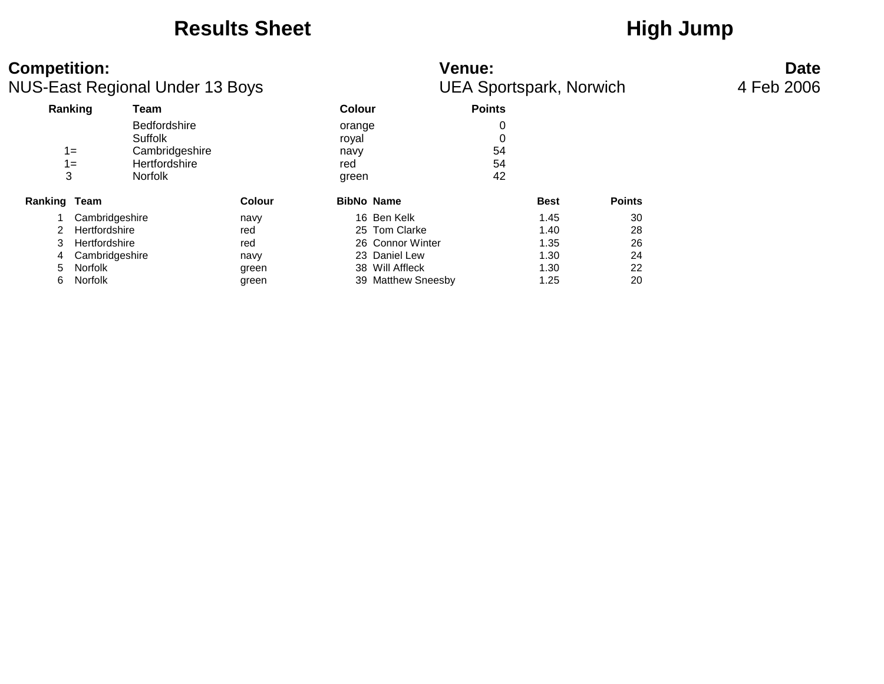# Results Sheet

# High Jump

**Competition:**
NUS-East Regional Under 13 Boys

**Venue:**
UEA Sportspark, Norwich

**Date**
4 Feb 2006

| Ranking | Team | Colour | Points |
|---|---|---|---|
| | Bedfordshire | orange | 0 |
| | Suffolk | royal | 0 |
| 1= | Cambridgeshire | navy | 54 |
| 1= | Hertfordshire | red | 54 |
| 3 | Norfolk | green | 42 |

| Ranking | Team | Colour | BibNo | Name | Best | Points |
|---|---|---|---|---|---|---|
| 1 | Cambridgeshire | navy | 16 | Ben Kelk | 1.45 | 30 |
| 2 | Hertfordshire | red | 25 | Tom Clarke | 1.40 | 28 |
| 3 | Hertfordshire | red | 26 | Connor Winter | 1.35 | 26 |
| 4 | Cambridgeshire | navy | 23 | Daniel Lew | 1.30 | 24 |
| 5 | Norfolk | green | 38 | Will Affleck | 1.30 | 22 |
| 6 | Norfolk | green | 39 | Matthew Sneesby | 1.25 | 20 |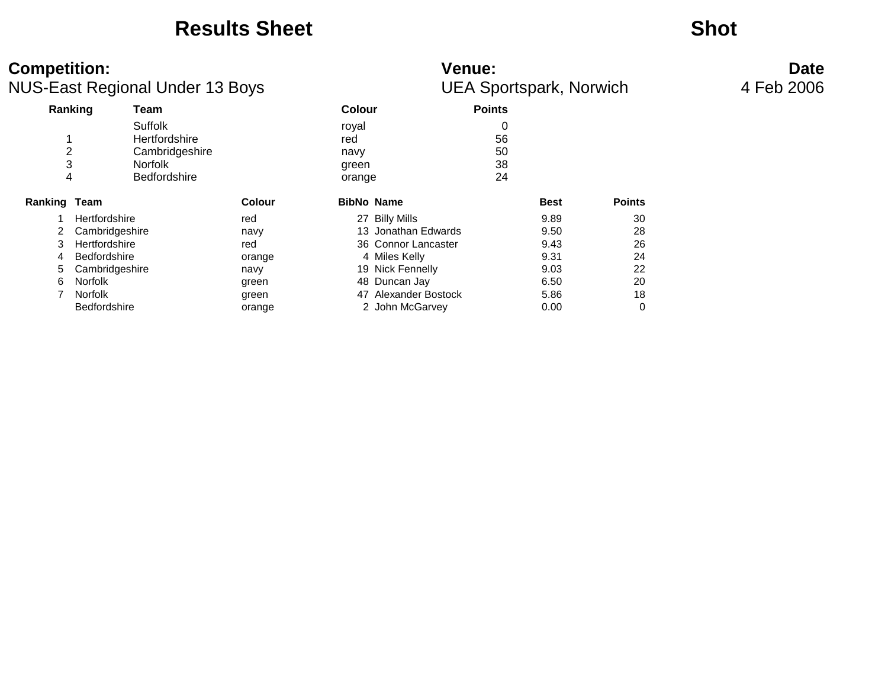# Results Sheet

# Shot

**Competition:**
NUS-East Regional Under 13 Boys

**Venue:**
UEA Sportspark, Norwich

**Date**
4 Feb 2006

| Ranking | Team | Colour | Points |
|---|---|---|---|
| | Suffolk | royal | 0 |
| 1 | Hertfordshire | red | 56 |
| 2 | Cambridgeshire | navy | 50 |
| 3 | Norfolk | green | 38 |
| 4 | Bedfordshire | orange | 24 |

| Ranking | Team | Colour | BibNo | Name | Best | Points |
|---|---|---|---|---|---|---|
| 1 | Hertfordshire | red | 27 | Billy Mills | 9.89 | 30 |
| 2 | Cambridgeshire | navy | 13 | Jonathan Edwards | 9.50 | 28 |
| 3 | Hertfordshire | red | 36 | Connor Lancaster | 9.43 | 26 |
| 4 | Bedfordshire | orange | 4 | Miles Kelly | 9.31 | 24 |
| 5 | Cambridgeshire | navy | 19 | Nick Fennelly | 9.03 | 22 |
| 6 | Norfolk | green | 48 | Duncan Jay | 6.50 | 20 |
| 7 | Norfolk | green | 47 | Alexander Bostock | 5.86 | 18 |
| | Bedfordshire | orange | 2 | John McGarvey | 0.00 | 0 |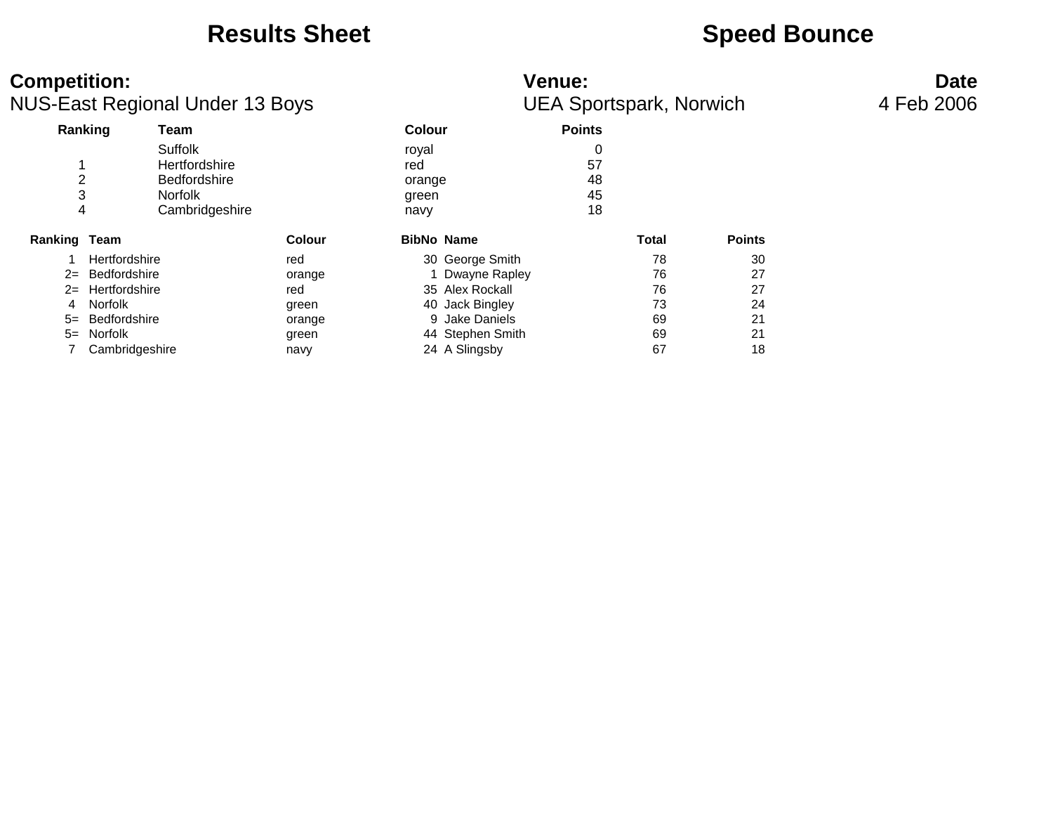# Results Sheet

# Speed Bounce

**Competition:** NUS-East Regional Under 13 Boys

**Venue:** UEA Sportspark, Norwich

**Date** 4 Feb 2006

| Ranking | Team | Colour | Points |
|---|---|---|---|
| | Suffolk | royal | 0 |
| 1 | Hertfordshire | red | 57 |
| 2 | Bedfordshire | orange | 48 |
| 3 | Norfolk | green | 45 |
| 4 | Cambridgeshire | navy | 18 |

| Ranking | Team | Colour | BibNo | Name | Total | Points |
|---|---|---|---|---|---|---|
| 1 | Hertfordshire | red | 30 | George Smith | 78 | 30 |
| 2= | Bedfordshire | orange | 1 | Dwayne Rapley | 76 | 27 |
| 2= | Hertfordshire | red | 35 | Alex Rockall | 76 | 27 |
| 4 | Norfolk | green | 40 | Jack Bingley | 73 | 24 |
| 5= | Bedfordshire | orange | 9 | Jake Daniels | 69 | 21 |
| 5= | Norfolk | green | 44 | Stephen Smith | 69 | 21 |
| 7 | Cambridgeshire | navy | 24 | A Slingsby | 67 | 18 |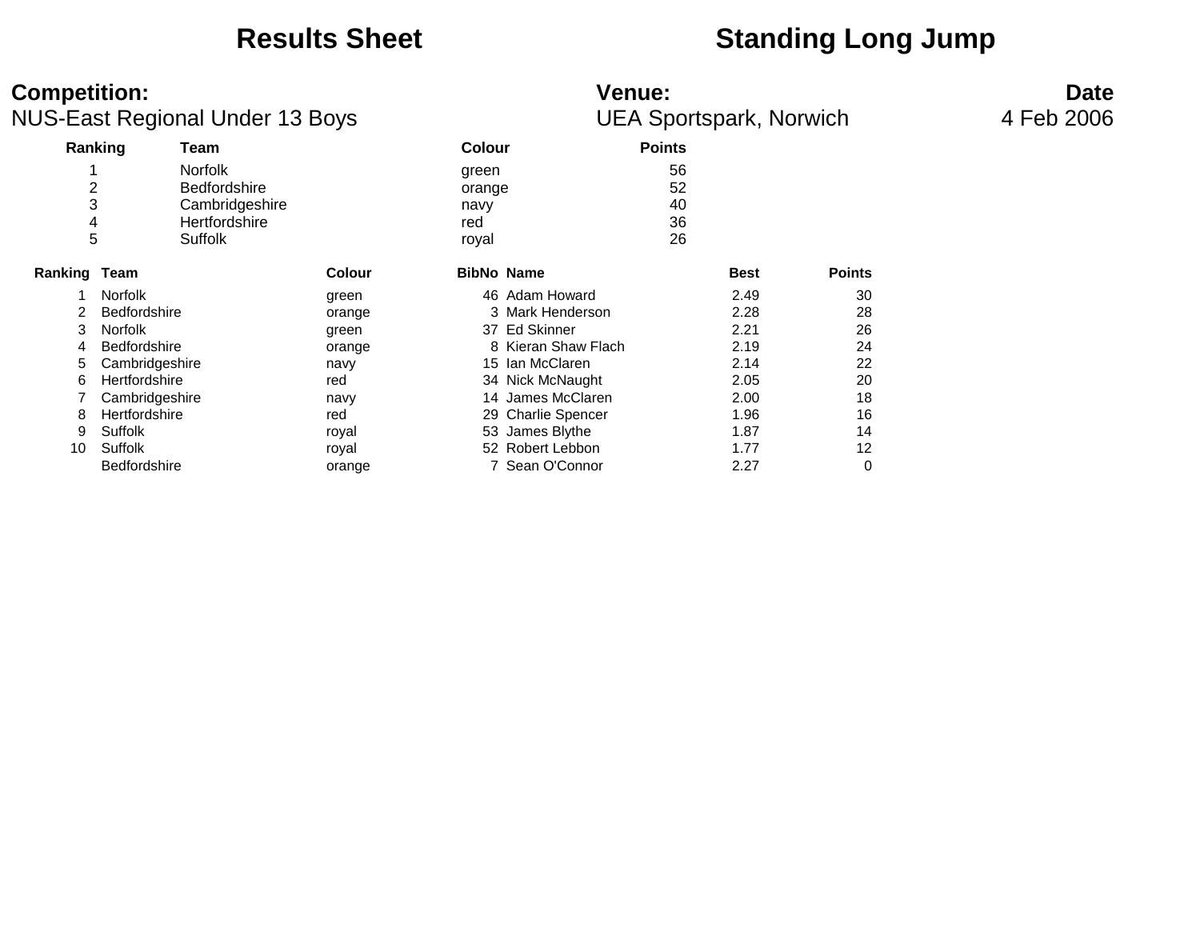# Results Sheet — Standing Long Jump

**Competition:**
NUS-East Regional Under 13 Boys

**Venue:**
UEA Sportspark, Norwich

**Date**
4 Feb 2006

| Ranking | Team | Colour | Points |
|---|---|---|---|
| 1 | Norfolk | green | 56 |
| 2 | Bedfordshire | orange | 52 |
| 3 | Cambridgeshire | navy | 40 |
| 4 | Hertfordshire | red | 36 |
| 5 | Suffolk | royal | 26 |

| Ranking | Team | Colour | BibNo | Name | Best | Points |
|---|---|---|---|---|---|---|
| 1 | Norfolk | green | 46 | Adam Howard | 2.49 | 30 |
| 2 | Bedfordshire | orange | 3 | Mark Henderson | 2.28 | 28 |
| 3 | Norfolk | green | 37 | Ed Skinner | 2.21 | 26 |
| 4 | Bedfordshire | orange | 8 | Kieran Shaw Flach | 2.19 | 24 |
| 5 | Cambridgeshire | navy | 15 | Ian McClaren | 2.14 | 22 |
| 6 | Hertfordshire | red | 34 | Nick McNaught | 2.05 | 20 |
| 7 | Cambridgeshire | navy | 14 | James McClaren | 2.00 | 18 |
| 8 | Hertfordshire | red | 29 | Charlie Spencer | 1.96 | 16 |
| 9 | Suffolk | royal | 53 | James Blythe | 1.87 | 14 |
| 10 | Suffolk | royal | 52 | Robert Lebbon | 1.77 | 12 |
| | Bedfordshire | orange | 7 | Sean O'Connor | 2.27 | 0 |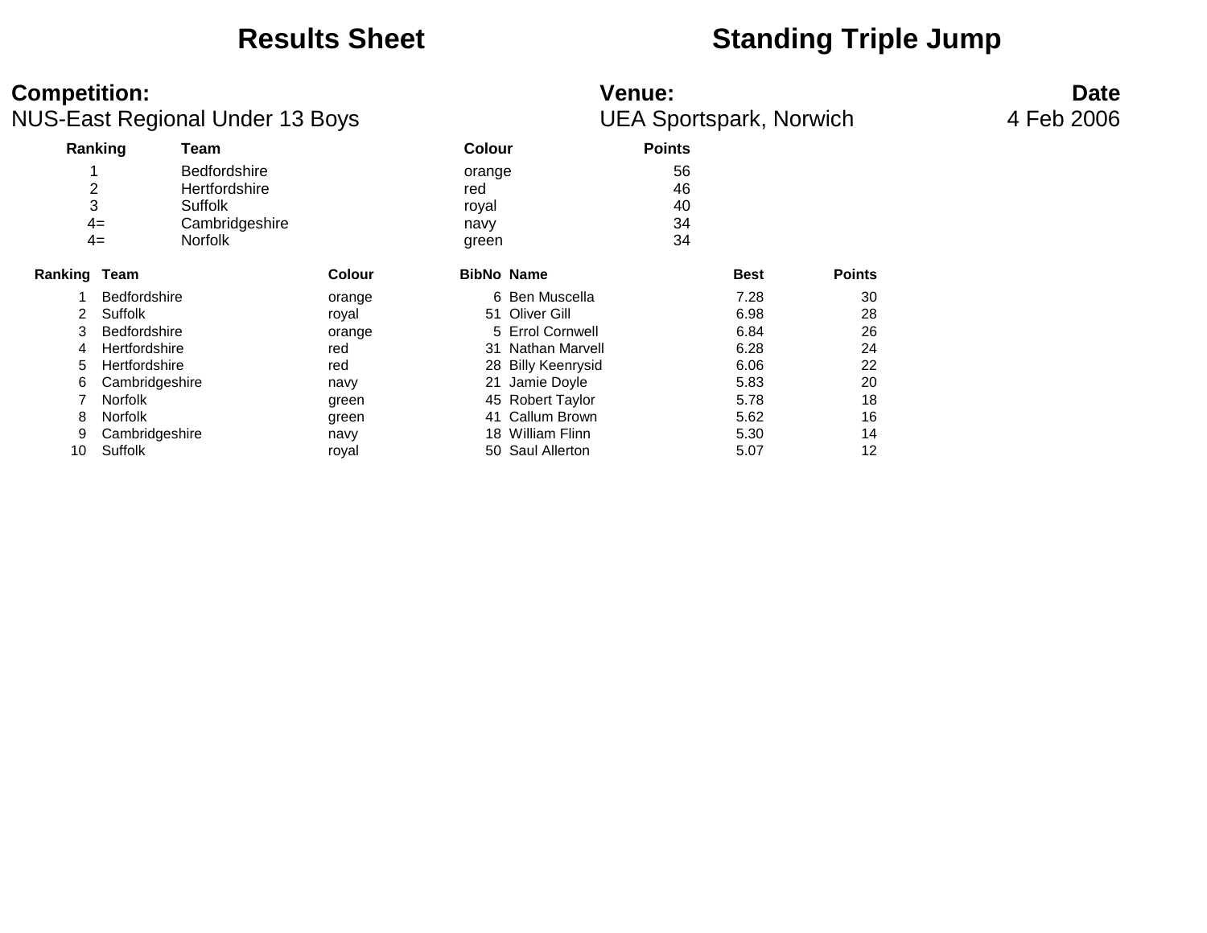# Results Sheet — Standing Triple Jump

**Competition:**
NUS-East Regional Under 13 Boys

**Venue:**
UEA Sportspark, Norwich

**Date**
4 Feb 2006

| Ranking | Team | Colour | Points |
|---|---|---|---|
| 1 | Bedfordshire | orange | 56 |
| 2 | Hertfordshire | red | 46 |
| 3 | Suffolk | royal | 40 |
| 4= | Cambridgeshire | navy | 34 |
| 4= | Norfolk | green | 34 |

| Ranking | Team | Colour | BibNo | Name | Best | Points |
|---|---|---|---|---|---|---|
| 1 | Bedfordshire | orange | 6 | Ben Muscella | 7.28 | 30 |
| 2 | Suffolk | royal | 51 | Oliver Gill | 6.98 | 28 |
| 3 | Bedfordshire | orange | 5 | Errol Cornwell | 6.84 | 26 |
| 4 | Hertfordshire | red | 31 | Nathan Marvell | 6.28 | 24 |
| 5 | Hertfordshire | red | 28 | Billy Keenrysid | 6.06 | 22 |
| 6 | Cambridgeshire | navy | 21 | Jamie Doyle | 5.83 | 20 |
| 7 | Norfolk | green | 45 | Robert Taylor | 5.78 | 18 |
| 8 | Norfolk | green | 41 | Callum Brown | 5.62 | 16 |
| 9 | Cambridgeshire | navy | 18 | William Flinn | 5.30 | 14 |
| 10 | Suffolk | royal | 50 | Saul Allerton | 5.07 | 12 |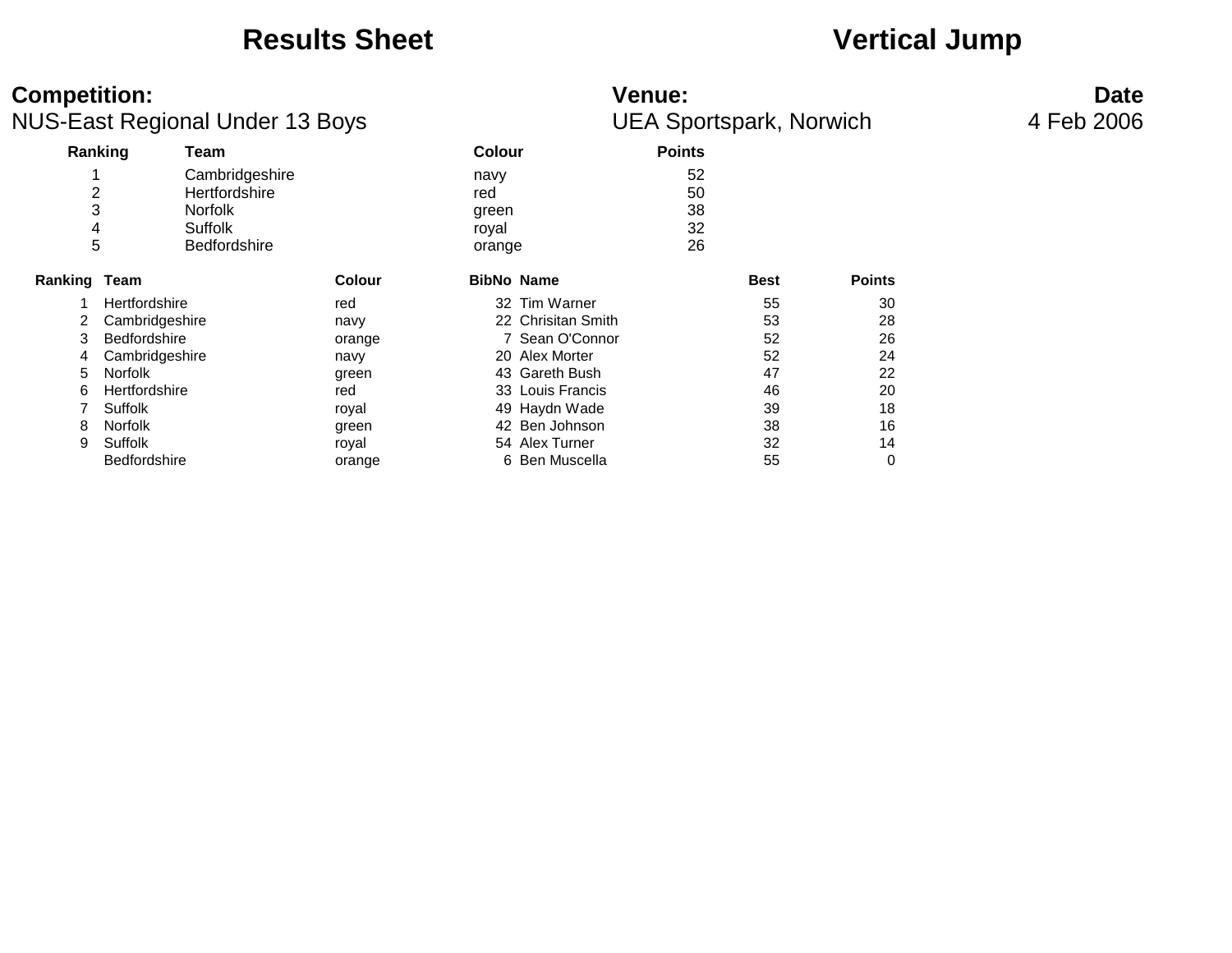# Results Sheet

# Vertical Jump

**Competition:**
NUS-East Regional Under 13 Boys

**Venue:**
UEA Sportspark, Norwich

**Date**
4 Feb 2006

| Ranking | Team | Colour | Points |
|---|---|---|---|
| 1 | Cambridgeshire | navy | 52 |
| 2 | Hertfordshire | red | 50 |
| 3 | Norfolk | green | 38 |
| 4 | Suffolk | royal | 32 |
| 5 | Bedfordshire | orange | 26 |

| Ranking | Team | Colour | BibNo | Name | Best | Points |
|---|---|---|---|---|---|---|
| 1 | Hertfordshire | red | 32 | Tim Warner | 55 | 30 |
| 2 | Cambridgeshire | navy | 22 | Chrisitan Smith | 53 | 28 |
| 3 | Bedfordshire | orange | 7 | Sean O'Connor | 52 | 26 |
| 4 | Cambridgeshire | navy | 20 | Alex Morter | 52 | 24 |
| 5 | Norfolk | green | 43 | Gareth Bush | 47 | 22 |
| 6 | Hertfordshire | red | 33 | Louis Francis | 46 | 20 |
| 7 | Suffolk | royal | 49 | Haydn Wade | 39 | 18 |
| 8 | Norfolk | green | 42 | Ben Johnson | 38 | 16 |
| 9 | Suffolk | royal | 54 | Alex Turner | 32 | 14 |
| | Bedfordshire | orange | 6 | Ben Muscella | 55 | 0 |